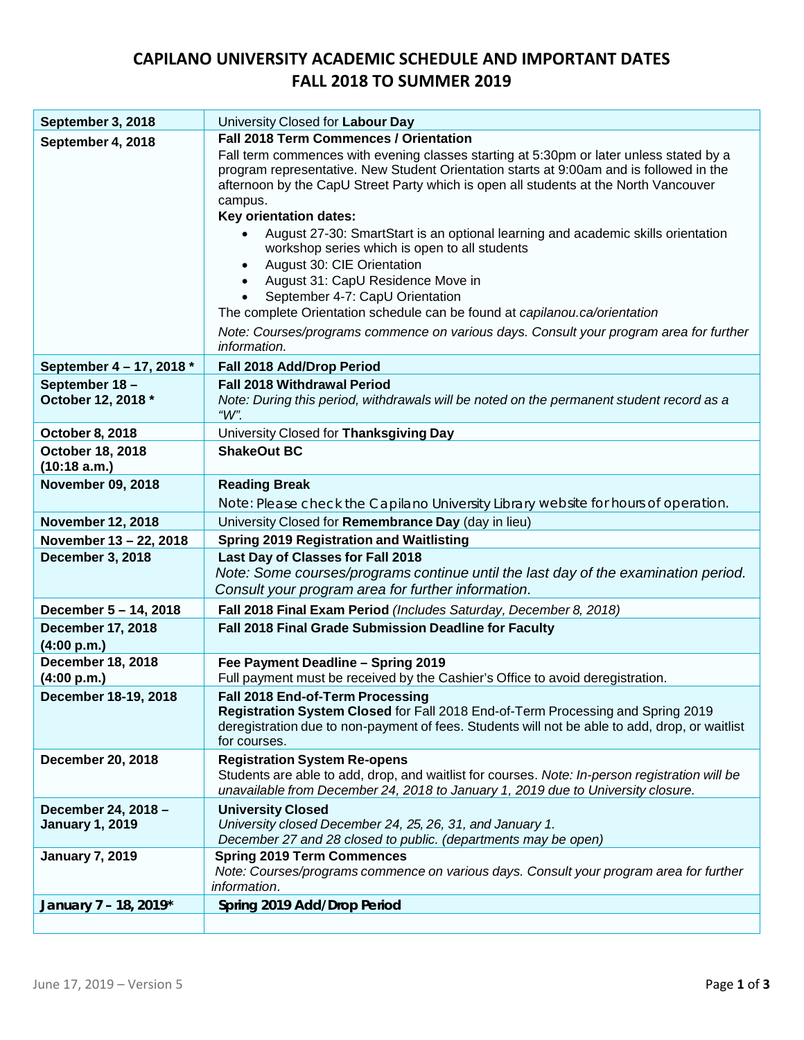# CAPILANO UNIVERSITY ACADEMIC SCHEDULE AND IMPORTANT DATES
## FALL 2018 TO SUMMER 2019

| | |
|---|---|
| **September 3, 2018** | University Closed for **Labour Day** |
| **September 4, 2018** | **Fall 2018 Term Commences / Orientation**<br>Fall term commences with evening classes starting at 5:30pm or later unless stated by a program representative. New Student Orientation starts at 9:00am and is followed in the afternoon by the CapU Street Party which is open all students at the North Vancouver campus.<br>**Key orientation dates:**<br>• August 27-30: SmartStart is an optional learning and academic skills orientation workshop series which is open to all students<br>• August 30: CIE Orientation<br>• August 31: CapU Residence Move in<br>• September 4-7: CapU Orientation<br>The complete Orientation schedule can be found at *capilanou.ca/orientation*<br>*Note: Courses/programs commence on various days. Consult your program area for further information.* |
| **September 4 – 17, 2018 \*** | **Fall 2018 Add/Drop Period** |
| **September 18 – October 12, 2018 \*** | **Fall 2018 Withdrawal Period**<br>*Note: During this period, withdrawals will be noted on the permanent student record as a "W".* |
| **October 8, 2018** | University Closed for **Thanksgiving Day** |
| **October 18, 2018 (10:18 a.m.)** | **ShakeOut BC** |
| **November 09, 2018** | **Reading Break**<br>Note: Please check the Capilano University Library website for hours of operation. |
| **November 12, 2018** | University Closed for **Remembrance Day** (day in lieu) |
| **November 13 – 22, 2018** | **Spring 2019 Registration and Waitlisting** |
| **December 3, 2018** | **Last Day of Classes for Fall 2018**<br>*Note: Some courses/programs continue until the last day of the examination period. Consult your program area for further information.* |
| **December 5 – 14, 2018** | **Fall 2018 Final Exam Period** *(Includes Saturday, December 8, 2018)* |
| **December 17, 2018 (4:00 p.m.)** | **Fall 2018 Final Grade Submission Deadline for Faculty** |
| **December 18, 2018 (4:00 p.m.)** | **Fee Payment Deadline – Spring 2019**<br>Full payment must be received by the Cashier's Office to avoid deregistration. |
| **December 18-19, 2018** | **Fall 2018 End-of-Term Processing**<br>**Registration System Closed** for Fall 2018 End-of-Term Processing and Spring 2019 deregistration due to non-payment of fees. Students will not be able to add, drop, or waitlist for courses. |
| **December 20, 2018** | **Registration System Re-opens**<br>Students are able to add, drop, and waitlist for courses. *Note: In-person registration will be unavailable from December 24, 2018 to January 1, 2019 due to University closure.* |
| **December 24, 2018 – January 1, 2019** | **University Closed**<br>*University closed December 24, 25, 26, 31, and January 1.*<br>*December 27 and 28 closed to public. (departments may be open)* |
| **January 7, 2019** | **Spring 2019 Term Commences**<br>*Note: Courses/programs commence on various days. Consult your program area for further information.* |
| **January 7 – 18, 2019\*** | **Spring 2019 Add/Drop Period** |
| | |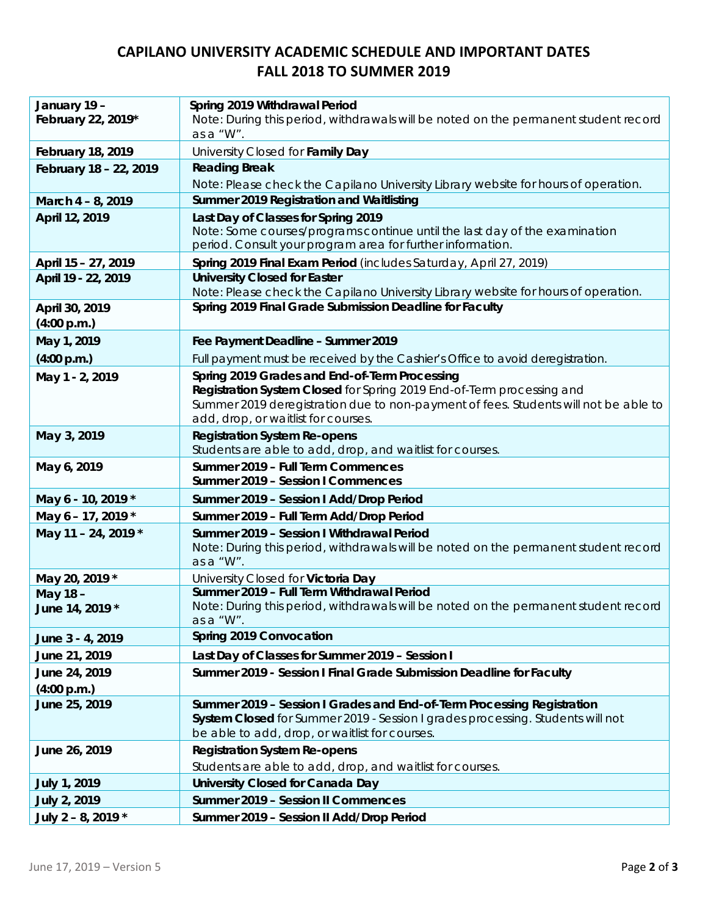# CAPILANO UNIVERSITY ACADEMIC SCHEDULE AND IMPORTANT DATES
# FALL 2018 TO SUMMER 2019

| Date | Event |
|---|---|
| **January 19 – February 22, 2019*** | **Spring 2019 Withdrawal Period**<br>Note: During this period, withdrawals will be noted on the permanent student record as a "W". |
| **February 18, 2019** | University Closed for **Family Day** |
| **February 18 – 22, 2019** | **Reading Break**<br>Note: Please check the Capilano University Library website for hours of operation. |
| **March 4 – 8, 2019** | **Summer 2019 Registration and Waitlisting** |
| **April 12, 2019** | **Last Day of Classes for Spring 2019**<br>Note: Some courses/programs continue until the last day of the examination period. Consult your program area for further information. |
| **April 15 – 27, 2019** | **Spring 2019 Final Exam Period** (includes Saturday, April 27, 2019) |
| **April 19 - 22, 2019** | **University Closed for Easter**<br>Note: Please check the Capilano University Library website for hours of operation. |
| **April 30, 2019 (4:00 p.m.)** | **Spring 2019 Final Grade Submission Deadline for Faculty** |
| **May 1, 2019 (4:00 p.m.)** | **Fee Payment Deadline – Summer 2019**<br>Full payment must be received by the Cashier's Office to avoid deregistration. |
| **May 1 - 2, 2019** | **Spring 2019 Grades and End-of-Term Processing**<br>**Registration System Closed** for Spring 2019 End-of-Term processing and Summer 2019 deregistration due to non-payment of fees. Students will not be able to add, drop, or waitlist for courses. |
| **May 3, 2019** | **Registration System Re-opens**<br>Students are able to add, drop, and waitlist for courses. |
| **May 6, 2019** | **Summer 2019 – Full Term Commences**<br>**Summer 2019 – Session I Commences** |
| **May 6 - 10, 2019 *** | **Summer 2019 – Session I Add/Drop Period** |
| **May 6 – 17, 2019 *** | **Summer 2019 – Full Term Add/Drop Period** |
| **May 11 – 24, 2019 *** | **Summer 2019 – Session I Withdrawal Period**<br>Note: During this period, withdrawals will be noted on the permanent student record as a "W". |
| **May 20, 2019 *** | University Closed for **Victoria Day** |
| **May 18 – June 14, 2019 *** | **Summer 2019 – Full Term Withdrawal Period**<br>Note: During this period, withdrawals will be noted on the permanent student record as a "W". |
| **June 3 - 4, 2019** | **Spring 2019 Convocation** |
| **June 21, 2019** | **Last Day of Classes for Summer 2019 – Session I** |
| **June 24, 2019 (4:00 p.m.)** | **Summer 2019 - Session I Final Grade Submission Deadline for Faculty** |
| **June 25, 2019** | **Summer 2019 – Session I Grades and End-of-Term Processing Registration System Closed** for Summer 2019 - Session I grades processing. Students will not be able to add, drop, or waitlist for courses. |
| **June 26, 2019** | **Registration System Re-opens**<br>Students are able to add, drop, and waitlist for courses. |
| **July 1, 2019** | **University Closed for Canada Day** |
| **July 2, 2019** | **Summer 2019 – Session II Commences** |
| **July 2 – 8, 2019 *** | **Summer 2019 – Session II Add/Drop Period** |

June 17, 2019 – Version 5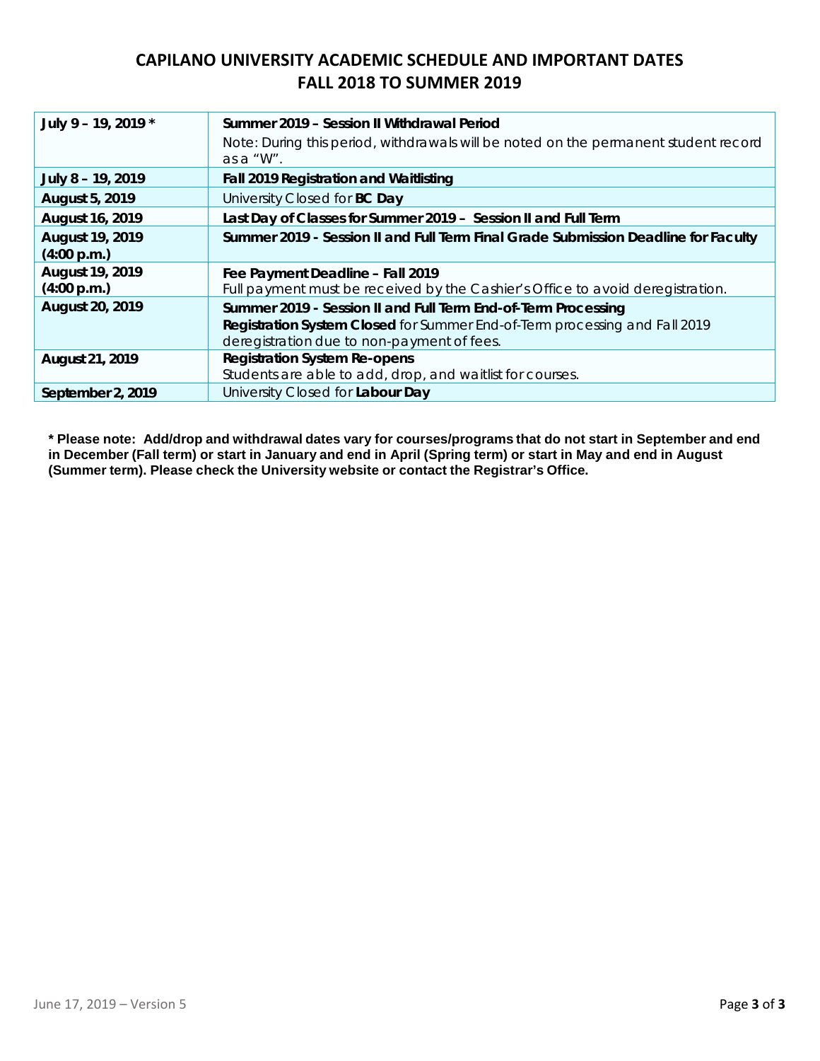## CAPILANO UNIVERSITY ACADEMIC SCHEDULE AND IMPORTANT DATES
## FALL 2018 TO SUMMER 2019

| | |
|---|---|
| **July 9 – 19, 2019 \*** | **Summer 2019 – Session II Withdrawal Period**<br>Note: During this period, withdrawals will be noted on the permanent student record as a "W". |
| **July 8 – 19, 2019** | **Fall 2019 Registration and Waitlisting** |
| **August 5, 2019** | University Closed for **BC Day** |
| **August 16, 2019** | **Last Day of Classes for Summer 2019 – Session II and Full Term** |
| **August 19, 2019 (4:00 p.m.)** | **Summer 2019 - Session II and Full Term Final Grade Submission Deadline for Faculty** |
| **August 19, 2019 (4:00 p.m.)** | **Fee Payment Deadline – Fall 2019**<br>Full payment must be received by the Cashier's Office to avoid deregistration. |
| **August 20, 2019** | **Summer 2019 - Session II and Full Term End-of-Term Processing**<br>**Registration System Closed** for Summer End-of-Term processing and Fall 2019 deregistration due to non-payment of fees. |
| **August 21, 2019** | **Registration System Re-opens**<br>Students are able to add, drop, and waitlist for courses. |
| **September 2, 2019** | University Closed for **Labour Day** |

**\* Please note: Add/drop and withdrawal dates vary for courses/programs that do not start in September and end in December (Fall term) or start in January and end in April (Spring term) or start in May and end in August (Summer term). Please check the University website or contact the Registrar's Office.**

June 17, 2019 – Version 5